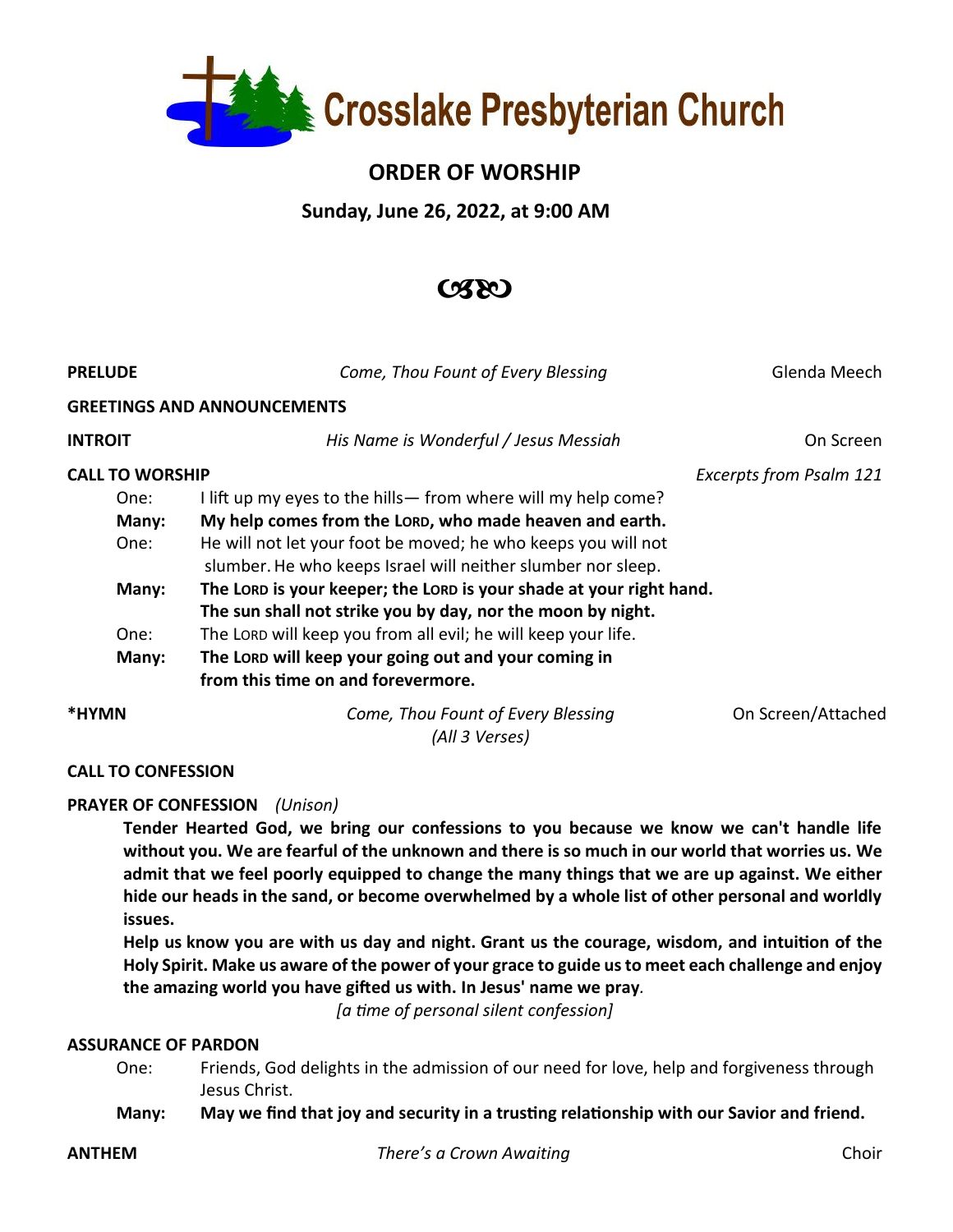# Crosslake Presbyterian Church

## ORDER OF WORSHIP

**Sunday, June 26, 2022, at 9:00 AM**

**PRELUDE** *Come, Thou Fount of Every Blessing* Glenda Meech

**GREETINGS AND ANNOUNCEMENTS**

**INTROIT** *His Name is Wonderful / Jesus Messiah* On Screen

**CALL TO WORSHIP** *Excerpts from Psalm 121*

One: I lift up my eyes to the hills— from where will my help come?

**Many: My help comes from the LORD, who made heaven and earth.**

One: He will not let your foot be moved; he who keeps you will not slumber. He who keeps Israel will neither slumber nor sleep.

**Many: The LORD is your keeper; the LORD is your shade at your right hand. The sun shall not strike you by day, nor the moon by night.**

One: The LORD will keep you from all evil; he will keep your life.

**Many: The LORD will keep your going out and your coming in from this time on and forevermore.**

**\*HYMN** *Come, Thou Fount of Every Blessing* *(All 3 Verses)* On Screen/Attached

**CALL TO CONFESSION**

**PRAYER OF CONFESSION** *(Unison)*

**Tender Hearted God, we bring our confessions to you because we know we can't handle life without you. We are fearful of the unknown and there is so much in our world that worries us. We admit that we feel poorly equipped to change the many things that we are up against. We either hide our heads in the sand, or become overwhelmed by a whole list of other personal and worldly issues.**

**Help us know you are with us day and night. Grant us the courage, wisdom, and intuition of the Holy Spirit. Make us aware of the power of your grace to guide us to meet each challenge and enjoy the amazing world you have gifted us with. In Jesus' name we pray.**

*[a time of personal silent confession]*

**ASSURANCE OF PARDON**

One: Friends, God delights in the admission of our need for love, help and forgiveness through Jesus Christ.

**Many: May we find that joy and security in a trusting relationship with our Savior and friend.**

**ANTHEM** *There's a Crown Awaiting* Choir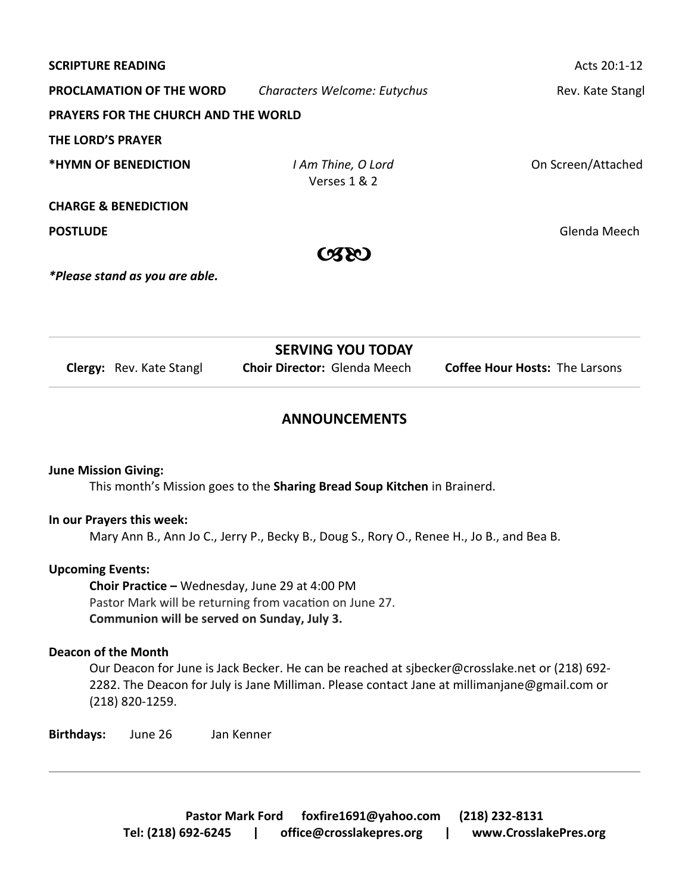**SCRIPTURE READING** Acts 20:1-12

**PROCLAMATION OF THE WORD** *Characters Welcome: Eutychus* Rev. Kate Stangl

**PRAYERS FOR THE CHURCH AND THE WORLD**

**THE LORD'S PRAYER**

**\*HYMN OF BENEDICTION** *I Am Thine, O Lord* Verses 1 & 2 On Screen/Attached

**CHARGE & BENEDICTION**

**POSTLUDE** Glenda Meech

***Please stand as you are able.***

---

## SERVING YOU TODAY

**Clergy:** Rev. Kate Stangl **Choir Director:** Glenda Meech **Coffee Hour Hosts:** The Larsons

---

## ANNOUNCEMENTS

**June Mission Giving:**

This month's Mission goes to the **Sharing Bread Soup Kitchen** in Brainerd.

**In our Prayers this week:**

Mary Ann B., Ann Jo C., Jerry P., Becky B., Doug S., Rory O., Renee H., Jo B., and Bea B.

**Upcoming Events:**

**Choir Practice –** Wednesday, June 29 at 4:00 PM
Pastor Mark will be returning from vacation on June 27.
**Communion will be served on Sunday, July 3.**

**Deacon of the Month**

Our Deacon for June is Jack Becker. He can be reached at sjbecker@crosslake.net or (218) 692-2282. The Deacon for July is Jane Milliman. Please contact Jane at millimanjane@gmail.com or (218) 820-1259.

**Birthdays:** June 26 Jan Kenner

---

**Pastor Mark Ford foxfire1691@yahoo.com (218) 232-8131**
**Tel: (218) 692-6245 | office@crosslakepres.org | www.CrosslakePres.org**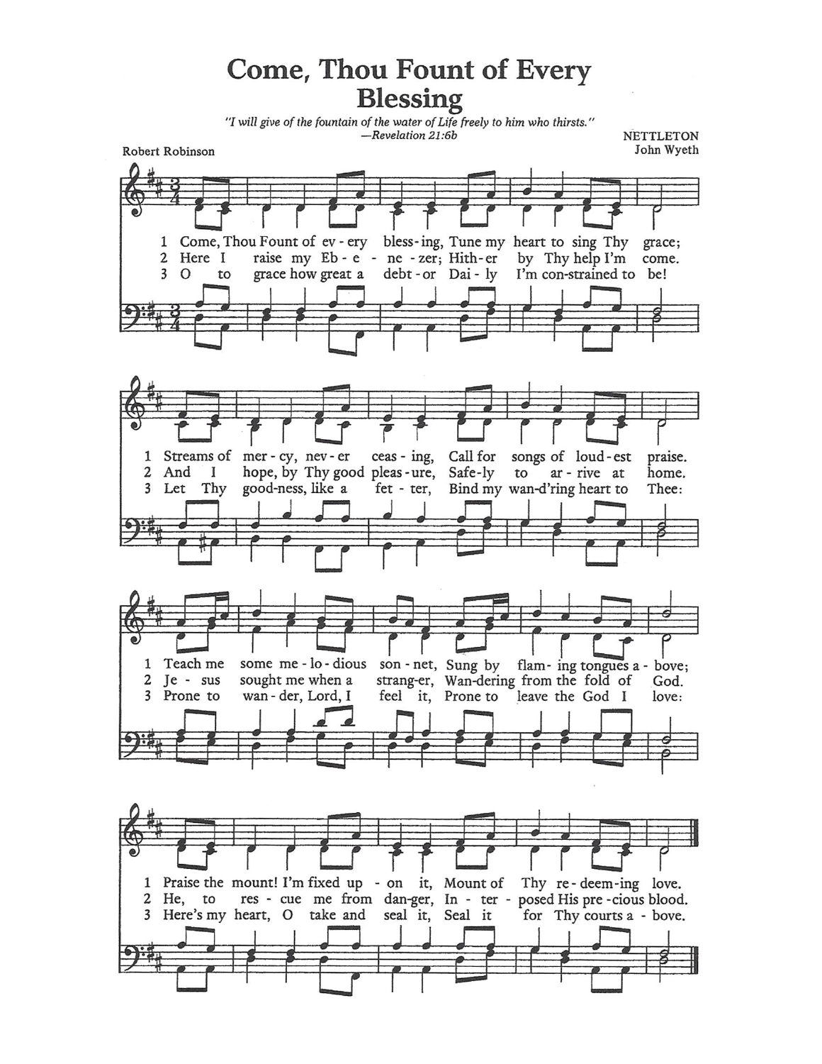# Come, Thou Fount of Every Blessing

*"I will give of the fountain of the water of Life freely to him who thirsts."*
*—Revelation 21:6b*

Robert Robinson

NETTLETON
John Wyeth

1 Come, Thou Fount of ev - ery bless - ing, Tune my heart to sing Thy grace;
2 Here I raise my Eb - e - ne - zer; Hith - er by Thy help I'm come.
3 O to grace how great a debt - or Dai - ly I'm con - strained to be!

1 Streams of mer - cy, nev - er ceas - ing, Call for songs of loud - est praise.
2 And I hope, by Thy good pleas - ure, Safe - ly to ar - rive at home.
3 Let Thy good - ness, like a fet - ter, Bind my wan - d'ring heart to Thee:

1 Teach me some me - lo - dious son - net, Sung by flam - ing tongues a - bove;
2 Je - sus sought me when a strang - er, Wan - dering from the fold of God.
3 Prone to wan - der, Lord, I feel it, Prone to leave the God I love:

1 Praise the mount! I'm fixed up - on it, Mount of Thy re - deem - ing love.
2 He, to res - cue me from dan - ger, In - ter - posed His pre - cious blood.
3 Here's my heart, O take and seal it, Seal it for Thy courts a - bove.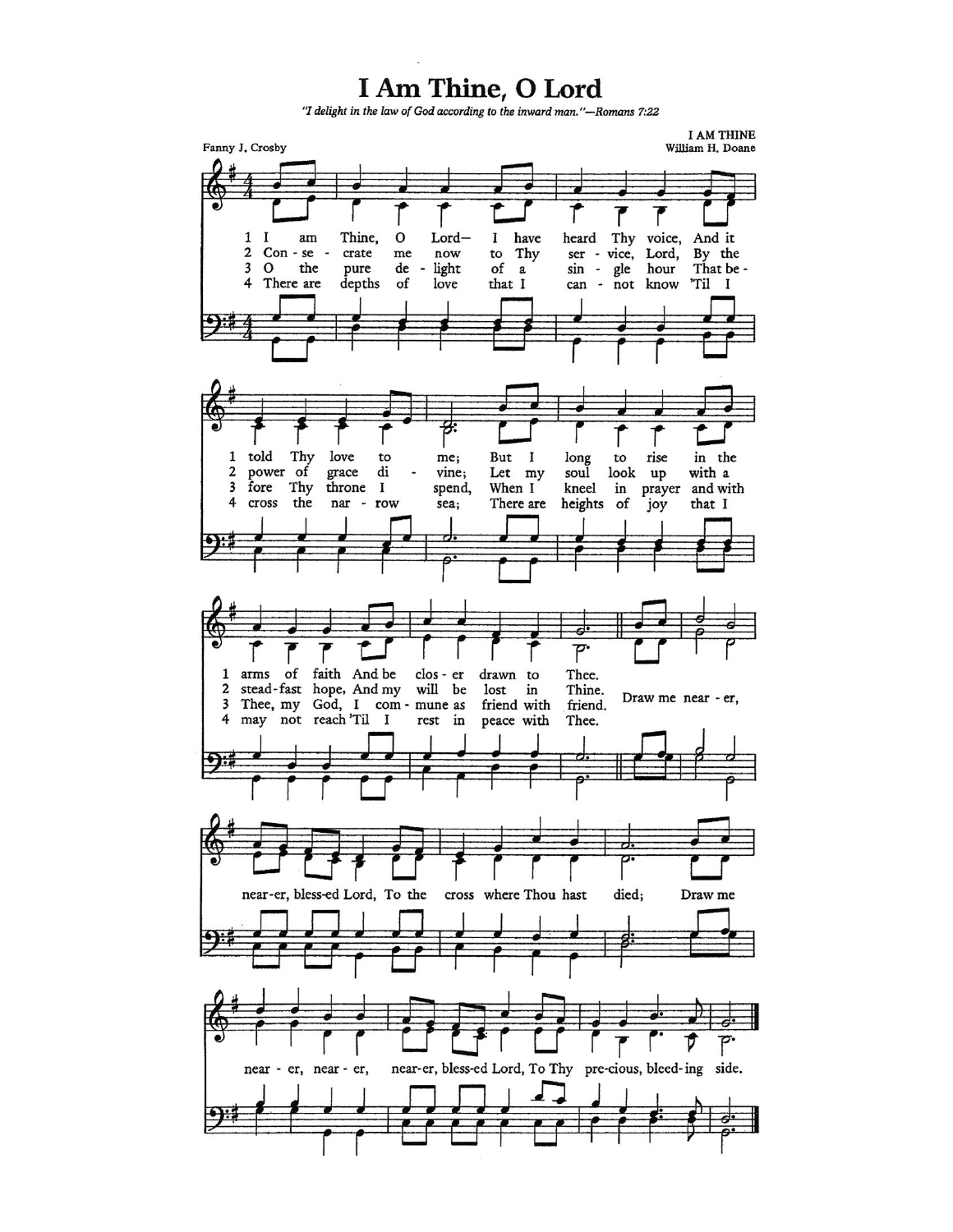# I Am Thine, O Lord

*"I delight in the law of God according to the inward man."—Romans 7:22*

Fanny J. Crosby

I AM THINE
William H. Doane

1 I am Thine, O Lord— I have heard Thy voice, And it told Thy love to me; But I long to rise in the arms of faith And be clos - er drawn to Thee.

2 Con - se - crate me now to Thy ser - vice, Lord, By the power of grace di - vine; Let my soul look up with a stead-fast hope, And my will be lost in Thine.

3 O the pure de - light of a sin - gle hour That be - fore Thy throne I spend, When I kneel in prayer and with Thee, my God, I com - mune as friend with friend.

4 There are depths of love that I can - not know 'Til I cross the nar - row sea; There are heights of joy that I may not reach 'Til I rest in peace with Thee.

Draw me near - er, near-er, bless-ed Lord, To the cross where Thou hast died; Draw me near - er, near - er, near-er, bless-ed Lord, To Thy pre-cious, bleed-ing side.